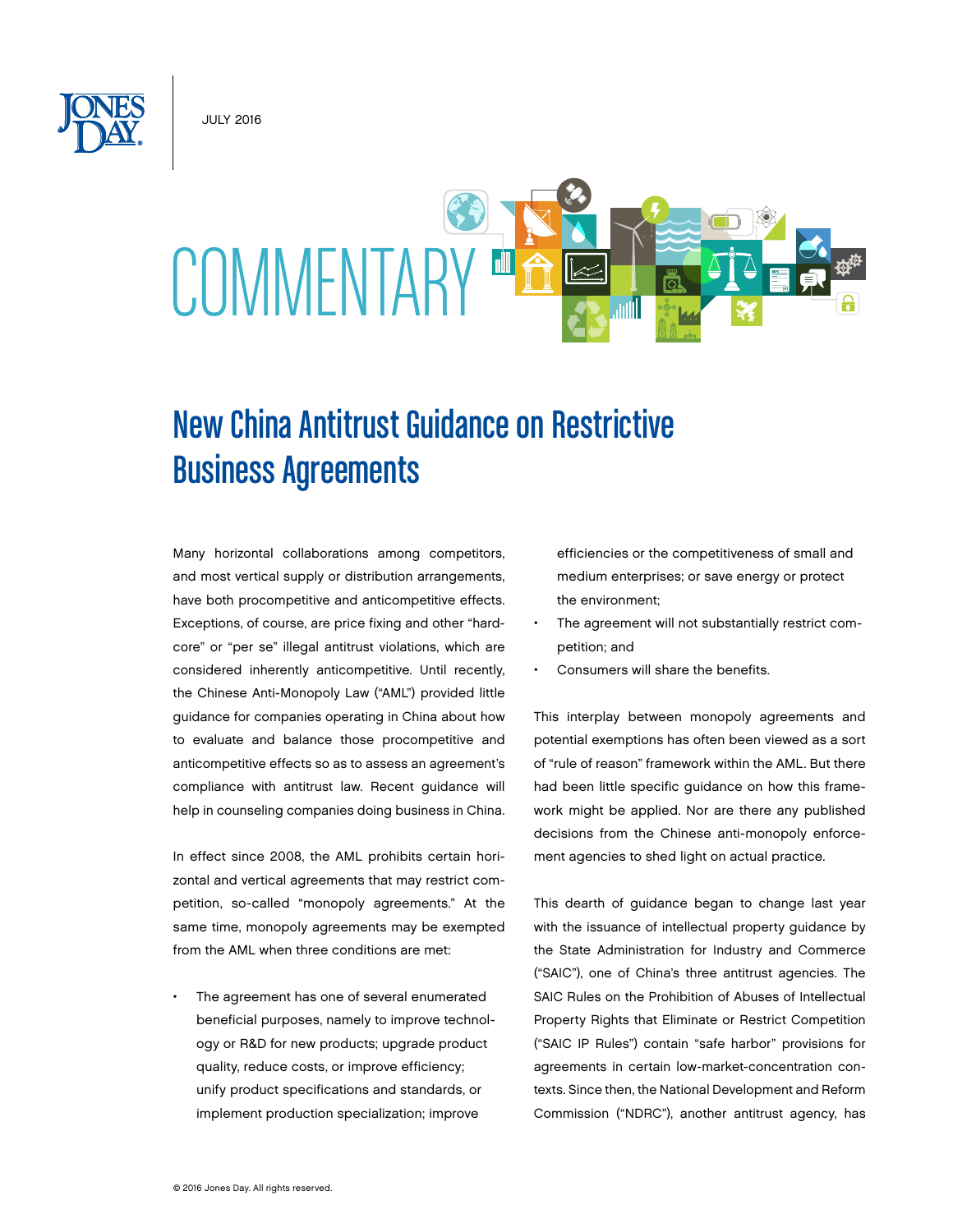JULY 2016

COMMENTARY

# New China Antitrust Guidance on Restrictive Business Agreements

Many horizontal collaborations among competitors, and most vertical supply or distribution arrangements, have both procompetitive and anticompetitive effects. Exceptions, of course, are price fixing and other "hard-core" or "per se" illegal antitrust violations, which are considered inherently anticompetitive. Until recently, the Chinese Anti-Monopoly Law ("AML") provided little guidance for companies operating in China about how to evaluate and balance those procompetitive and anticompetitive effects so as to assess an agreement's compliance with antitrust law. Recent guidance will help in counseling companies doing business in China.

In effect since 2008, the AML prohibits certain horizontal and vertical agreements that may restrict competition, so-called "monopoly agreements." At the same time, monopoly agreements may be exempted from the AML when three conditions are met:

- The agreement has one of several enumerated beneficial purposes, namely to improve technology or R&D for new products; upgrade product quality, reduce costs, or improve efficiency; unify product specifications and standards, or implement production specialization; improve efficiencies or the competitiveness of small and medium enterprises; or save energy or protect the environment;
- The agreement will not substantially restrict competition; and
- Consumers will share the benefits.

This interplay between monopoly agreements and potential exemptions has often been viewed as a sort of "rule of reason" framework within the AML. But there had been little specific guidance on how this framework might be applied. Nor are there any published decisions from the Chinese anti-monopoly enforcement agencies to shed light on actual practice.

This dearth of guidance began to change last year with the issuance of intellectual property guidance by the State Administration for Industry and Commerce ("SAIC"), one of China's three antitrust agencies. The SAIC Rules on the Prohibition of Abuses of Intellectual Property Rights that Eliminate or Restrict Competition ("SAIC IP Rules") contain "safe harbor" provisions for agreements in certain low-market-concentration contexts. Since then, the National Development and Reform Commission ("NDRC"), another antitrust agency, has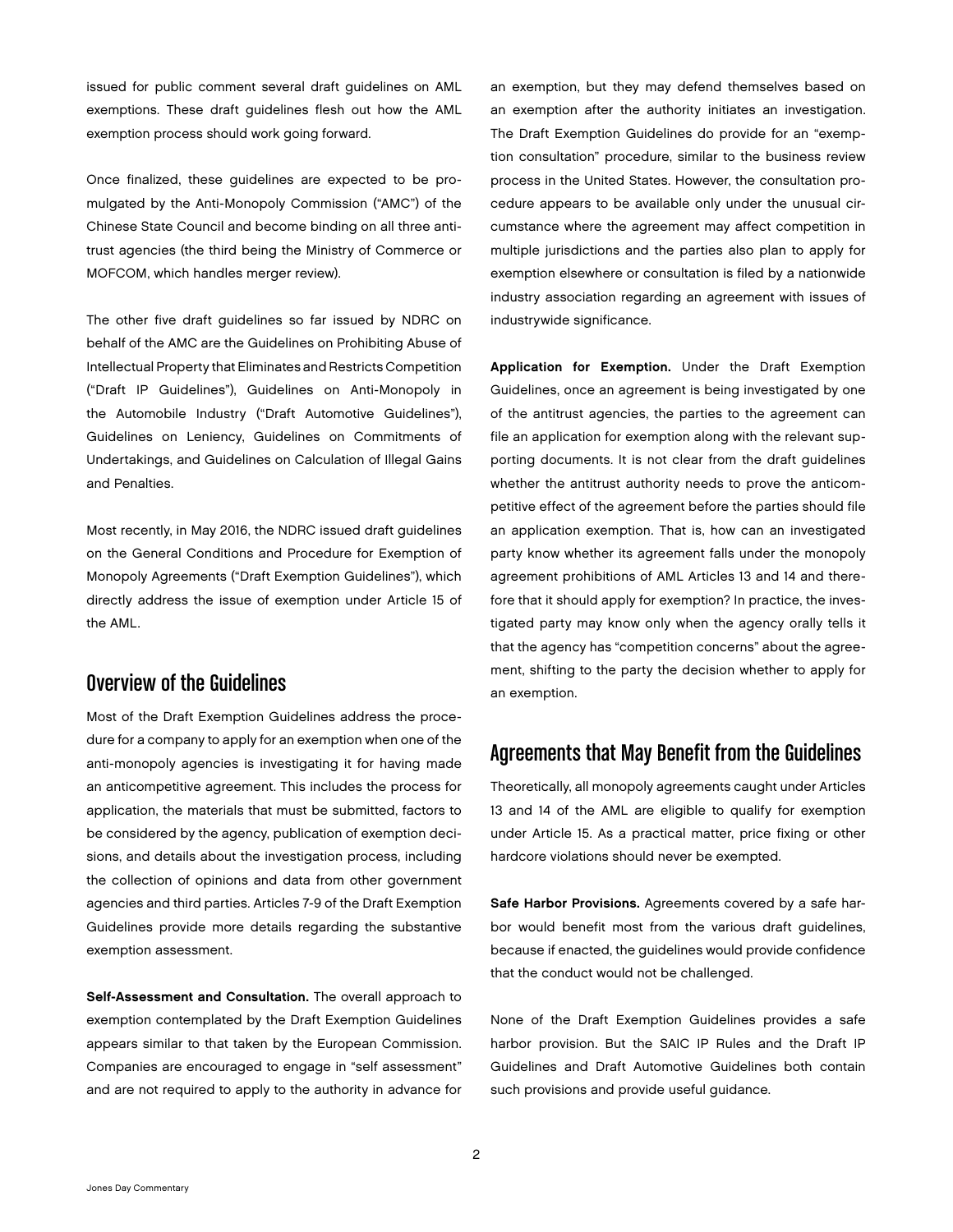issued for public comment several draft guidelines on AML exemptions. These draft guidelines flesh out how the AML exemption process should work going forward.

Once finalized, these guidelines are expected to be promulgated by the Anti-Monopoly Commission ("AMC") of the Chinese State Council and become binding on all three antitrust agencies (the third being the Ministry of Commerce or MOFCOM, which handles merger review).

The other five draft guidelines so far issued by NDRC on behalf of the AMC are the Guidelines on Prohibiting Abuse of Intellectual Property that Eliminates and Restricts Competition ("Draft IP Guidelines"), Guidelines on Anti-Monopoly in the Automobile Industry ("Draft Automotive Guidelines"), Guidelines on Leniency, Guidelines on Commitments of Undertakings, and Guidelines on Calculation of Illegal Gains and Penalties.

Most recently, in May 2016, the NDRC issued draft guidelines on the General Conditions and Procedure for Exemption of Monopoly Agreements ("Draft Exemption Guidelines"), which directly address the issue of exemption under Article 15 of the AML.

## Overview of the Guidelines

Most of the Draft Exemption Guidelines address the procedure for a company to apply for an exemption when one of the anti-monopoly agencies is investigating it for having made an anticompetitive agreement. This includes the process for application, the materials that must be submitted, factors to be considered by the agency, publication of exemption decisions, and details about the investigation process, including the collection of opinions and data from other government agencies and third parties. Articles 7-9 of the Draft Exemption Guidelines provide more details regarding the substantive exemption assessment.

**Self-Assessment and Consultation.** The overall approach to exemption contemplated by the Draft Exemption Guidelines appears similar to that taken by the European Commission. Companies are encouraged to engage in "self assessment" and are not required to apply to the authority in advance for an exemption, but they may defend themselves based on an exemption after the authority initiates an investigation. The Draft Exemption Guidelines do provide for an "exemption consultation" procedure, similar to the business review process in the United States. However, the consultation procedure appears to be available only under the unusual circumstance where the agreement may affect competition in multiple jurisdictions and the parties also plan to apply for exemption elsewhere or consultation is filed by a nationwide industry association regarding an agreement with issues of industrywide significance.

**Application for Exemption.** Under the Draft Exemption Guidelines, once an agreement is being investigated by one of the antitrust agencies, the parties to the agreement can file an application for exemption along with the relevant supporting documents. It is not clear from the draft guidelines whether the antitrust authority needs to prove the anticompetitive effect of the agreement before the parties should file an application exemption. That is, how can an investigated party know whether its agreement falls under the monopoly agreement prohibitions of AML Articles 13 and 14 and therefore that it should apply for exemption? In practice, the investigated party may know only when the agency orally tells it that the agency has "competition concerns" about the agreement, shifting to the party the decision whether to apply for an exemption.

## Agreements that May Benefit from the Guidelines

Theoretically, all monopoly agreements caught under Articles 13 and 14 of the AML are eligible to qualify for exemption under Article 15. As a practical matter, price fixing or other hardcore violations should never be exempted.

**Safe Harbor Provisions.** Agreements covered by a safe harbor would benefit most from the various draft guidelines, because if enacted, the guidelines would provide confidence that the conduct would not be challenged.

None of the Draft Exemption Guidelines provides a safe harbor provision. But the SAIC IP Rules and the Draft IP Guidelines and Draft Automotive Guidelines both contain such provisions and provide useful guidance.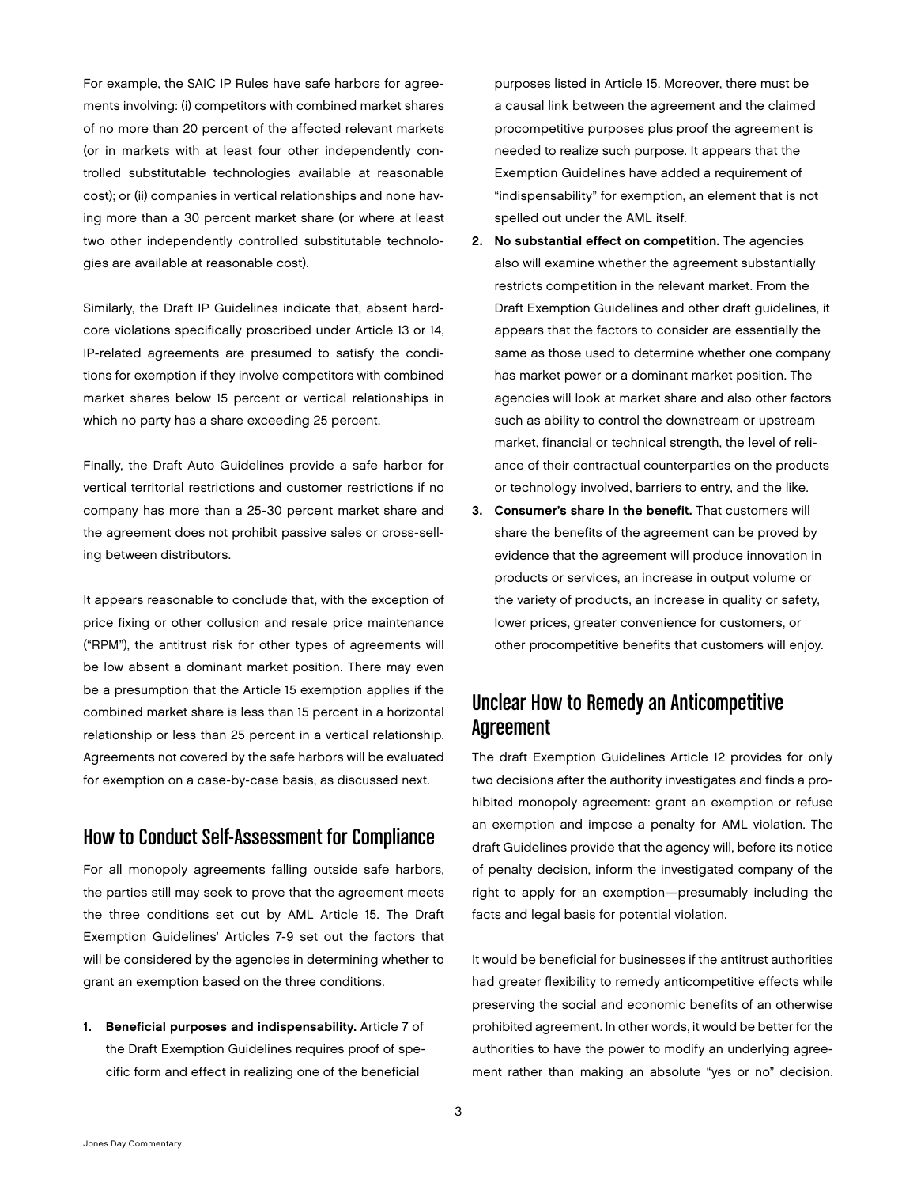For example, the SAIC IP Rules have safe harbors for agreements involving: (i) competitors with combined market shares of no more than 20 percent of the affected relevant markets (or in markets with at least four other independently controlled substitutable technologies available at reasonable cost); or (ii) companies in vertical relationships and none having more than a 30 percent market share (or where at least two other independently controlled substitutable technologies are available at reasonable cost).

Similarly, the Draft IP Guidelines indicate that, absent hardcore violations specifically proscribed under Article 13 or 14, IP-related agreements are presumed to satisfy the conditions for exemption if they involve competitors with combined market shares below 15 percent or vertical relationships in which no party has a share exceeding 25 percent.

Finally, the Draft Auto Guidelines provide a safe harbor for vertical territorial restrictions and customer restrictions if no company has more than a 25-30 percent market share and the agreement does not prohibit passive sales or cross-selling between distributors.

It appears reasonable to conclude that, with the exception of price fixing or other collusion and resale price maintenance ("RPM"), the antitrust risk for other types of agreements will be low absent a dominant market position. There may even be a presumption that the Article 15 exemption applies if the combined market share is less than 15 percent in a horizontal relationship or less than 25 percent in a vertical relationship. Agreements not covered by the safe harbors will be evaluated for exemption on a case-by-case basis, as discussed next.

## How to Conduct Self-Assessment for Compliance

For all monopoly agreements falling outside safe harbors, the parties still may seek to prove that the agreement meets the three conditions set out by AML Article 15. The Draft Exemption Guidelines' Articles 7-9 set out the factors that will be considered by the agencies in determining whether to grant an exemption based on the three conditions.

1. **Beneficial purposes and indispensability.** Article 7 of the Draft Exemption Guidelines requires proof of specific form and effect in realizing one of the beneficial purposes listed in Article 15. Moreover, there must be a causal link between the agreement and the claimed procompetitive purposes plus proof the agreement is needed to realize such purpose. It appears that the Exemption Guidelines have added a requirement of "indispensability" for exemption, an element that is not spelled out under the AML itself.
2. **No substantial effect on competition.** The agencies also will examine whether the agreement substantially restricts competition in the relevant market. From the Draft Exemption Guidelines and other draft guidelines, it appears that the factors to consider are essentially the same as those used to determine whether one company has market power or a dominant market position. The agencies will look at market share and also other factors such as ability to control the downstream or upstream market, financial or technical strength, the level of reliance of their contractual counterparties on the products or technology involved, barriers to entry, and the like.
3. **Consumer's share in the benefit.** That customers will share the benefits of the agreement can be proved by evidence that the agreement will produce innovation in products or services, an increase in output volume or the variety of products, an increase in quality or safety, lower prices, greater convenience for customers, or other procompetitive benefits that customers will enjoy.

## Unclear How to Remedy an Anticompetitive Agreement

The draft Exemption Guidelines Article 12 provides for only two decisions after the authority investigates and finds a prohibited monopoly agreement: grant an exemption or refuse an exemption and impose a penalty for AML violation. The draft Guidelines provide that the agency will, before its notice of penalty decision, inform the investigated company of the right to apply for an exemption—presumably including the facts and legal basis for potential violation.

It would be beneficial for businesses if the antitrust authorities had greater flexibility to remedy anticompetitive effects while preserving the social and economic benefits of an otherwise prohibited agreement. In other words, it would be better for the authorities to have the power to modify an underlying agreement rather than making an absolute "yes or no" decision.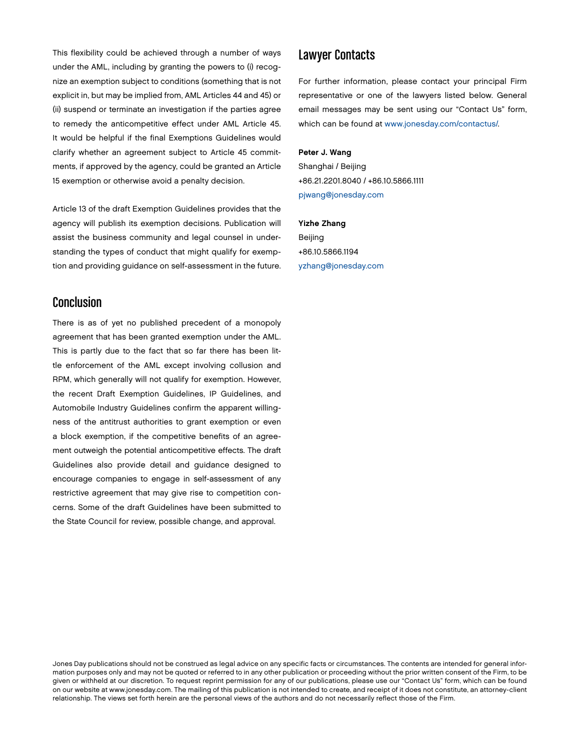This flexibility could be achieved through a number of ways under the AML, including by granting the powers to (i) recognize an exemption subject to conditions (something that is not explicit in, but may be implied from, AML Articles 44 and 45) or (ii) suspend or terminate an investigation if the parties agree to remedy the anticompetitive effect under AML Article 45. It would be helpful if the final Exemptions Guidelines would clarify whether an agreement subject to Article 45 commitments, if approved by the agency, could be granted an Article 15 exemption or otherwise avoid a penalty decision.

Article 13 of the draft Exemption Guidelines provides that the agency will publish its exemption decisions. Publication will assist the business community and legal counsel in understanding the types of conduct that might qualify for exemption and providing guidance on self-assessment in the future.

## Conclusion

There is as of yet no published precedent of a monopoly agreement that has been granted exemption under the AML. This is partly due to the fact that so far there has been little enforcement of the AML except involving collusion and RPM, which generally will not qualify for exemption. However, the recent Draft Exemption Guidelines, IP Guidelines, and Automobile Industry Guidelines confirm the apparent willingness of the antitrust authorities to grant exemption or even a block exemption, if the competitive benefits of an agreement outweigh the potential anticompetitive effects. The draft Guidelines also provide detail and guidance designed to encourage companies to engage in self-assessment of any restrictive agreement that may give rise to competition concerns. Some of the draft Guidelines have been submitted to the State Council for review, possible change, and approval.

## Lawyer Contacts

For further information, please contact your principal Firm representative or one of the lawyers listed below. General email messages may be sent using our "Contact Us" form, which can be found at www.jonesday.com/contactus/.

**Peter J. Wang**
Shanghai / Beijing
+86.21.2201.8040 / +86.10.5866.1111
pjwang@jonesday.com

**Yizhe Zhang**
Beijing
+86.10.5866.1194
yzhang@jonesday.com

Jones Day publications should not be construed as legal advice on any specific facts or circumstances. The contents are intended for general information purposes only and may not be quoted or referred to in any other publication or proceeding without the prior written consent of the Firm, to be given or withheld at our discretion. To request reprint permission for any of our publications, please use our "Contact Us" form, which can be found on our website at www.jonesday.com. The mailing of this publication is not intended to create, and receipt of it does not constitute, an attorney-client relationship. The views set forth herein are the personal views of the authors and do not necessarily reflect those of the Firm.